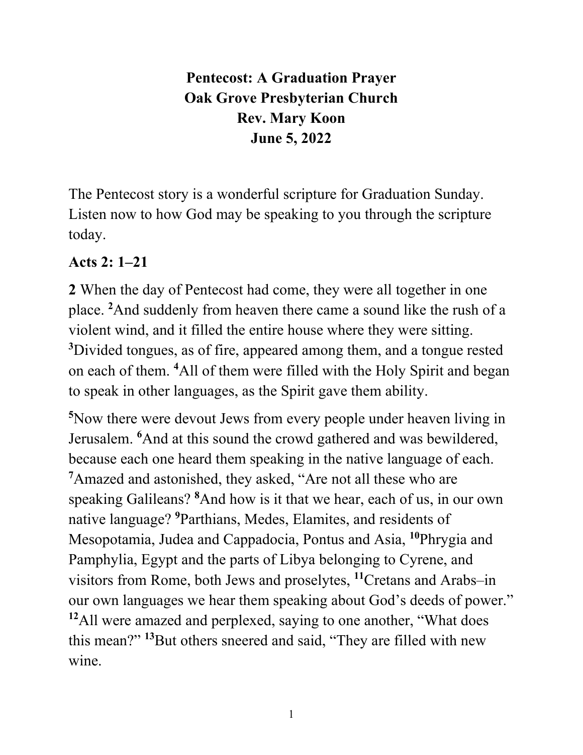# Pentecost: A Graduation Prayer
## Oak Grove Presbyterian Church
## Rev. Mary Koon
## June 5, 2022

The Pentecost story is a wonderful scripture for Graduation Sunday. Listen now to how God may be speaking to you through the scripture today.

### Acts 2: 1–21

**2** When the day of Pentecost had come, they were all together in one place. **2**And suddenly from heaven there came a sound like the rush of a violent wind, and it filled the entire house where they were sitting. **3**Divided tongues, as of fire, appeared among them, and a tongue rested on each of them. **4**All of them were filled with the Holy Spirit and began to speak in other languages, as the Spirit gave them ability.

**5**Now there were devout Jews from every people under heaven living in Jerusalem. **6**And at this sound the crowd gathered and was bewildered, because each one heard them speaking in the native language of each. **7**Amazed and astonished, they asked, "Are not all these who are speaking Galileans? **8**And how is it that we hear, each of us, in our own native language? **9**Parthians, Medes, Elamites, and residents of Mesopotamia, Judea and Cappadocia, Pontus and Asia, **10**Phrygia and Pamphylia, Egypt and the parts of Libya belonging to Cyrene, and visitors from Rome, both Jews and proselytes, **11**Cretans and Arabs–in our own languages we hear them speaking about God's deeds of power." **12**All were amazed and perplexed, saying to one another, "What does this mean?" **13**But others sneered and said, "They are filled with new wine.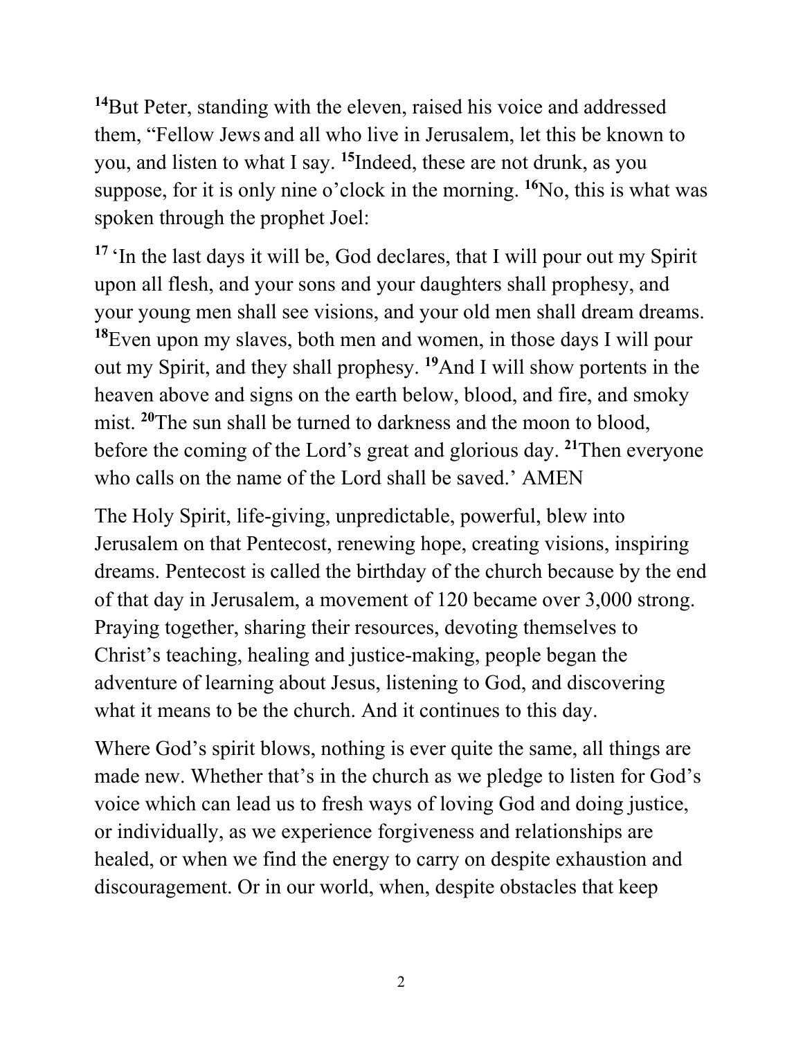[14]But Peter, standing with the eleven, raised his voice and addressed them, "Fellow Jews and all who live in Jerusalem, let this be known to you, and listen to what I say. [15]Indeed, these are not drunk, as you suppose, for it is only nine o'clock in the morning. [16]No, this is what was spoken through the prophet Joel:

[17] 'In the last days it will be, God declares, that I will pour out my Spirit upon all flesh, and your sons and your daughters shall prophesy, and your young men shall see visions, and your old men shall dream dreams. [18]Even upon my slaves, both men and women, in those days I will pour out my Spirit, and they shall prophesy. [19]And I will show portents in the heaven above and signs on the earth below, blood, and fire, and smoky mist. [20]The sun shall be turned to darkness and the moon to blood, before the coming of the Lord's great and glorious day. [21]Then everyone who calls on the name of the Lord shall be saved.' AMEN

The Holy Spirit, life-giving, unpredictable, powerful, blew into Jerusalem on that Pentecost, renewing hope, creating visions, inspiring dreams. Pentecost is called the birthday of the church because by the end of that day in Jerusalem, a movement of 120 became over 3,000 strong. Praying together, sharing their resources, devoting themselves to Christ's teaching, healing and justice-making, people began the adventure of learning about Jesus, listening to God, and discovering what it means to be the church. And it continues to this day.

Where God's spirit blows, nothing is ever quite the same, all things are made new. Whether that's in the church as we pledge to listen for God's voice which can lead us to fresh ways of loving God and doing justice, or individually, as we experience forgiveness and relationships are healed, or when we find the energy to carry on despite exhaustion and discouragement. Or in our world, when, despite obstacles that keep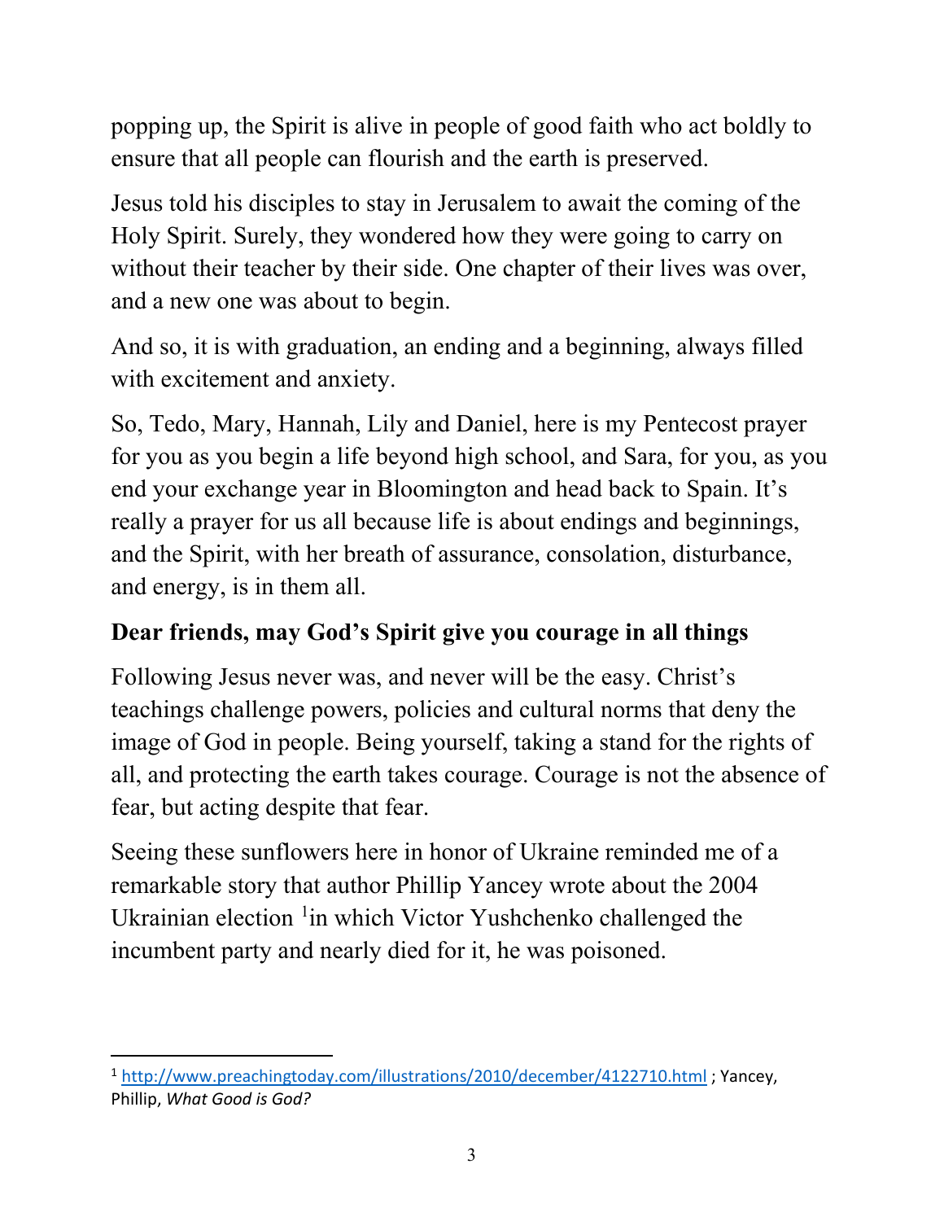popping up, the Spirit is alive in people of good faith who act boldly to ensure that all people can flourish and the earth is preserved.

Jesus told his disciples to stay in Jerusalem to await the coming of the Holy Spirit. Surely, they wondered how they were going to carry on without their teacher by their side. One chapter of their lives was over, and a new one was about to begin.

And so, it is with graduation, an ending and a beginning, always filled with excitement and anxiety.

So, Tedo, Mary, Hannah, Lily and Daniel, here is my Pentecost prayer for you as you begin a life beyond high school, and Sara, for you, as you end your exchange year in Bloomington and head back to Spain. It's really a prayer for us all because life is about endings and beginnings, and the Spirit, with her breath of assurance, consolation, disturbance, and energy, is in them all.

**Dear friends, may God's Spirit give you courage in all things**

Following Jesus never was, and never will be the easy. Christ's teachings challenge powers, policies and cultural norms that deny the image of God in people. Being yourself, taking a stand for the rights of all, and protecting the earth takes courage. Courage is not the absence of fear, but acting despite that fear.

Seeing these sunflowers here in honor of Ukraine reminded me of a remarkable story that author Phillip Yancey wrote about the 2004 Ukrainian election [1]in which Victor Yushchenko challenged the incumbent party and nearly died for it, he was poisoned.

---

[1] http://www.preachingtoday.com/illustrations/2010/december/4122710.html ; Yancey, Phillip, *What Good is God?*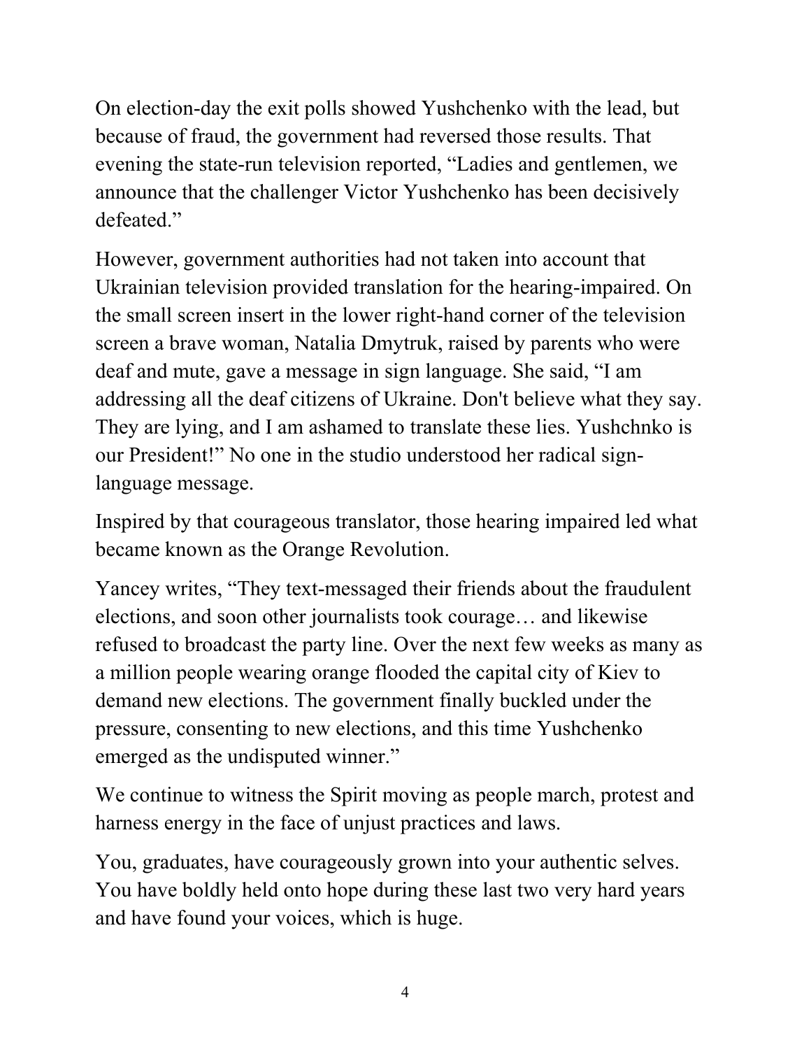On election-day the exit polls showed Yushchenko with the lead, but because of fraud, the government had reversed those results. That evening the state-run television reported, "Ladies and gentlemen, we announce that the challenger Victor Yushchenko has been decisively defeated."

However, government authorities had not taken into account that Ukrainian television provided translation for the hearing-impaired. On the small screen insert in the lower right-hand corner of the television screen a brave woman, Natalia Dmytruk, raised by parents who were deaf and mute, gave a message in sign language. She said, "I am addressing all the deaf citizens of Ukraine. Don't believe what they say. They are lying, and I am ashamed to translate these lies. Yushchnko is our President!" No one in the studio understood her radical sign-language message.

Inspired by that courageous translator, those hearing impaired led what became known as the Orange Revolution.

Yancey writes, "They text-messaged their friends about the fraudulent elections, and soon other journalists took courage… and likewise refused to broadcast the party line. Over the next few weeks as many as a million people wearing orange flooded the capital city of Kiev to demand new elections. The government finally buckled under the pressure, consenting to new elections, and this time Yushchenko emerged as the undisputed winner."

We continue to witness the Spirit moving as people march, protest and harness energy in the face of unjust practices and laws.

You, graduates, have courageously grown into your authentic selves. You have boldly held onto hope during these last two very hard years and have found your voices, which is huge.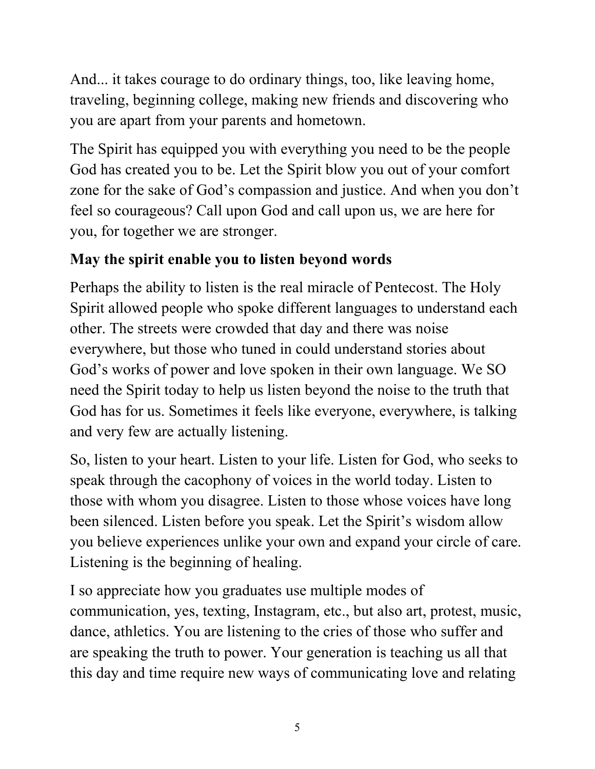And... it takes courage to do ordinary things, too, like leaving home, traveling, beginning college, making new friends and discovering who you are apart from your parents and hometown.

The Spirit has equipped you with everything you need to be the people God has created you to be. Let the Spirit blow you out of your comfort zone for the sake of God's compassion and justice. And when you don't feel so courageous? Call upon God and call upon us, we are here for you, for together we are stronger.

**May the spirit enable you to listen beyond words**

Perhaps the ability to listen is the real miracle of Pentecost. The Holy Spirit allowed people who spoke different languages to understand each other. The streets were crowded that day and there was noise everywhere, but those who tuned in could understand stories about God's works of power and love spoken in their own language. We SO need the Spirit today to help us listen beyond the noise to the truth that God has for us. Sometimes it feels like everyone, everywhere, is talking and very few are actually listening.

So, listen to your heart. Listen to your life. Listen for God, who seeks to speak through the cacophony of voices in the world today. Listen to those with whom you disagree. Listen to those whose voices have long been silenced. Listen before you speak. Let the Spirit's wisdom allow you believe experiences unlike your own and expand your circle of care. Listening is the beginning of healing.

I so appreciate how you graduates use multiple modes of communication, yes, texting, Instagram, etc., but also art, protest, music, dance, athletics. You are listening to the cries of those who suffer and are speaking the truth to power. Your generation is teaching us all that this day and time require new ways of communicating love and relating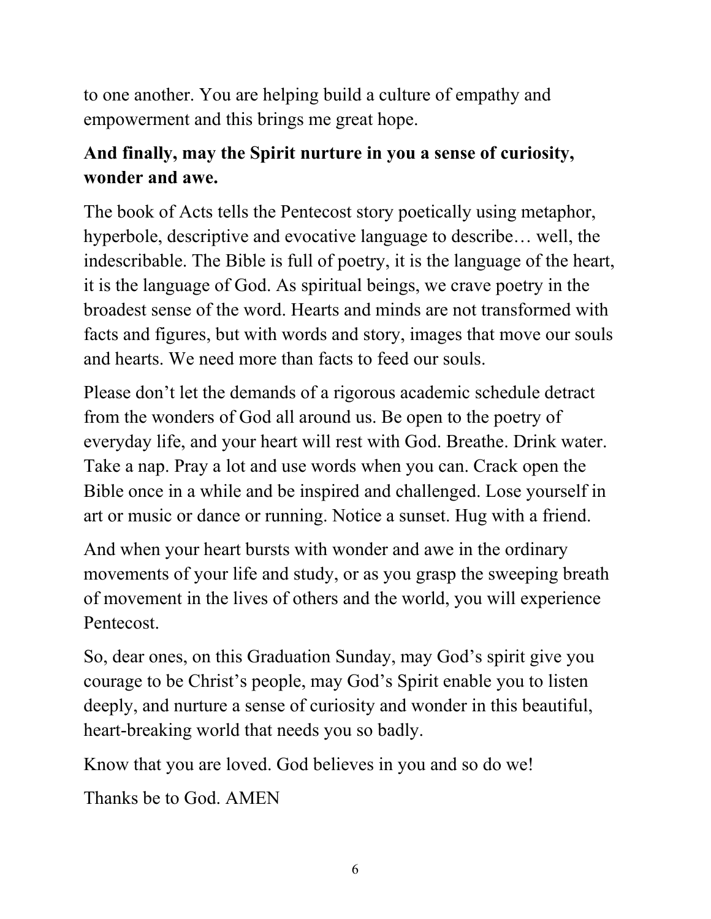to one another. You are helping build a culture of empathy and empowerment and this brings me great hope.

**And finally, may the Spirit nurture in you a sense of curiosity, wonder and awe.**

The book of Acts tells the Pentecost story poetically using metaphor, hyperbole, descriptive and evocative language to describe… well, the indescribable. The Bible is full of poetry, it is the language of the heart, it is the language of God. As spiritual beings, we crave poetry in the broadest sense of the word. Hearts and minds are not transformed with facts and figures, but with words and story, images that move our souls and hearts. We need more than facts to feed our souls.

Please don't let the demands of a rigorous academic schedule detract from the wonders of God all around us. Be open to the poetry of everyday life, and your heart will rest with God. Breathe. Drink water. Take a nap. Pray a lot and use words when you can. Crack open the Bible once in a while and be inspired and challenged. Lose yourself in art or music or dance or running. Notice a sunset. Hug with a friend.

And when your heart bursts with wonder and awe in the ordinary movements of your life and study, or as you grasp the sweeping breath of movement in the lives of others and the world, you will experience Pentecost.

So, dear ones, on this Graduation Sunday, may God's spirit give you courage to be Christ's people, may God's Spirit enable you to listen deeply, and nurture a sense of curiosity and wonder in this beautiful, heart-breaking world that needs you so badly.

Know that you are loved. God believes in you and so do we!

Thanks be to God. AMEN